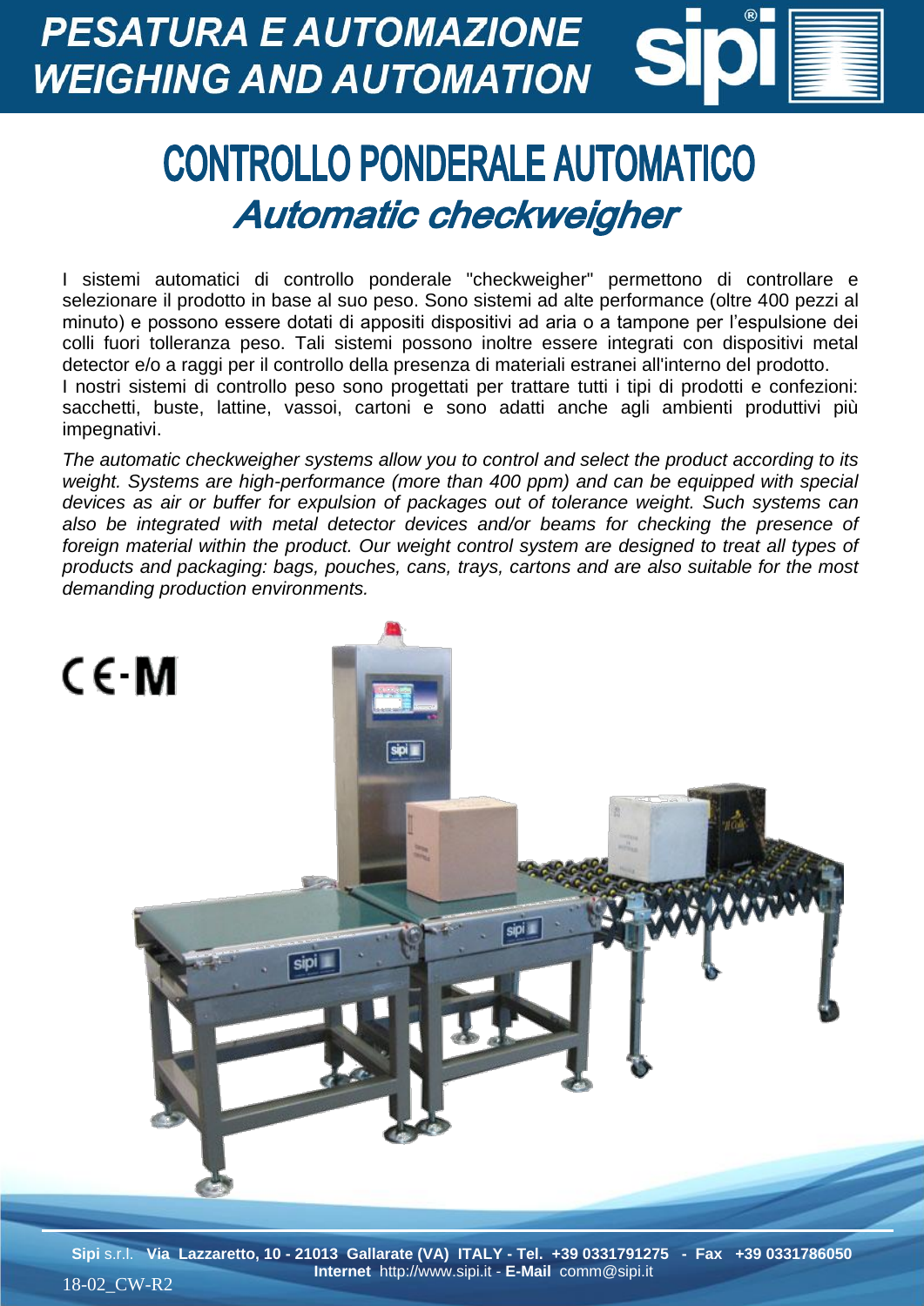PESATURA E AUTOMAZIONE
WEIGHING AND AUTOMATION

# CONTROLLO PONDERALE AUTOMATICO

## *Automatic checkweigher*

I sistemi automatici di controllo ponderale "checkweigher" permettono di controllare e selezionare il prodotto in base al suo peso. Sono sistemi ad alte performance (oltre 400 pezzi al minuto) e possono essere dotati di appositi dispositivi ad aria o a tampone per l'espulsione dei colli fuori tolleranza peso. Tali sistemi possono inoltre essere integrati con dispositivi metal detector e/o a raggi per il controllo della presenza di materiali estranei all'interno del prodotto.
I nostri sistemi di controllo peso sono progettati per trattare tutti i tipi di prodotti e confezioni: sacchetti, buste, lattine, vassoi, cartoni e sono adatti anche agli ambienti produttivi più impegnativi.

*The automatic checkweigher systems allow you to control and select the product according to its weight. Systems are high-performance (more than 400 ppm) and can be equipped with special devices as air or buffer for expulsion of packages out of tolerance weight. Such systems can also be integrated with metal detector devices and/or beams for checking the presence of foreign material within the product. Our weight control system are designed to treat all types of products and packaging: bags, pouches, cans, trays, cartons and are also suitable for the most demanding production environments.*

CE-M

**Sipi** s.r.l. **Via Lazzaretto, 10 - 21013 Gallarate (VA) ITALY - Tel. +39 0331791275 - Fax +39 0331786050**
**Internet** http://www.sipi.it - **E-Mail** comm@sipi.it

18-02_CW-R2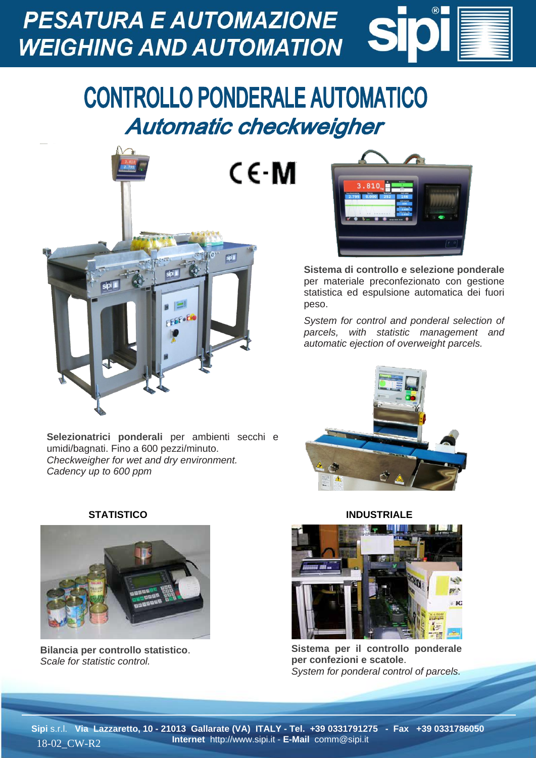# PESATURA E AUTOMAZIONE
# WEIGHING AND AUTOMATION

# CONTROLLO PONDERALE AUTOMATICO

## *Automatic checkweigher*

**Sistema di controllo e selezione ponderale** per materiale preconfezionato con gestione statistica ed espulsione automatica dei fuori peso.

*System for control and ponderal selection of parcels, with statistic management and automatic ejection of overweight parcels.*

**Selezionatrici ponderali** per ambienti secchi e umidi/bagnati. Fino a 600 pezzi/minuto.
*Checkweigher for wet and dry environment.*
*Cadency up to 600 ppm*

### STATISTICO

**Bilancia per controllo statistico**.
*Scale for statistic control.*

### INDUSTRIALE

**Sistema per il controllo ponderale per confezioni e scatole**.
*System for ponderal control of parcels.*

**Sipi** s.r.l. **Via Lazzaretto, 10 - 21013 Gallarate (VA) ITALY - Tel. +39 0331791275 - Fax +39 0331786050**
**Internet** http://www.sipi.it - **E-Mail** comm@sipi.it

18-02_CW-R2